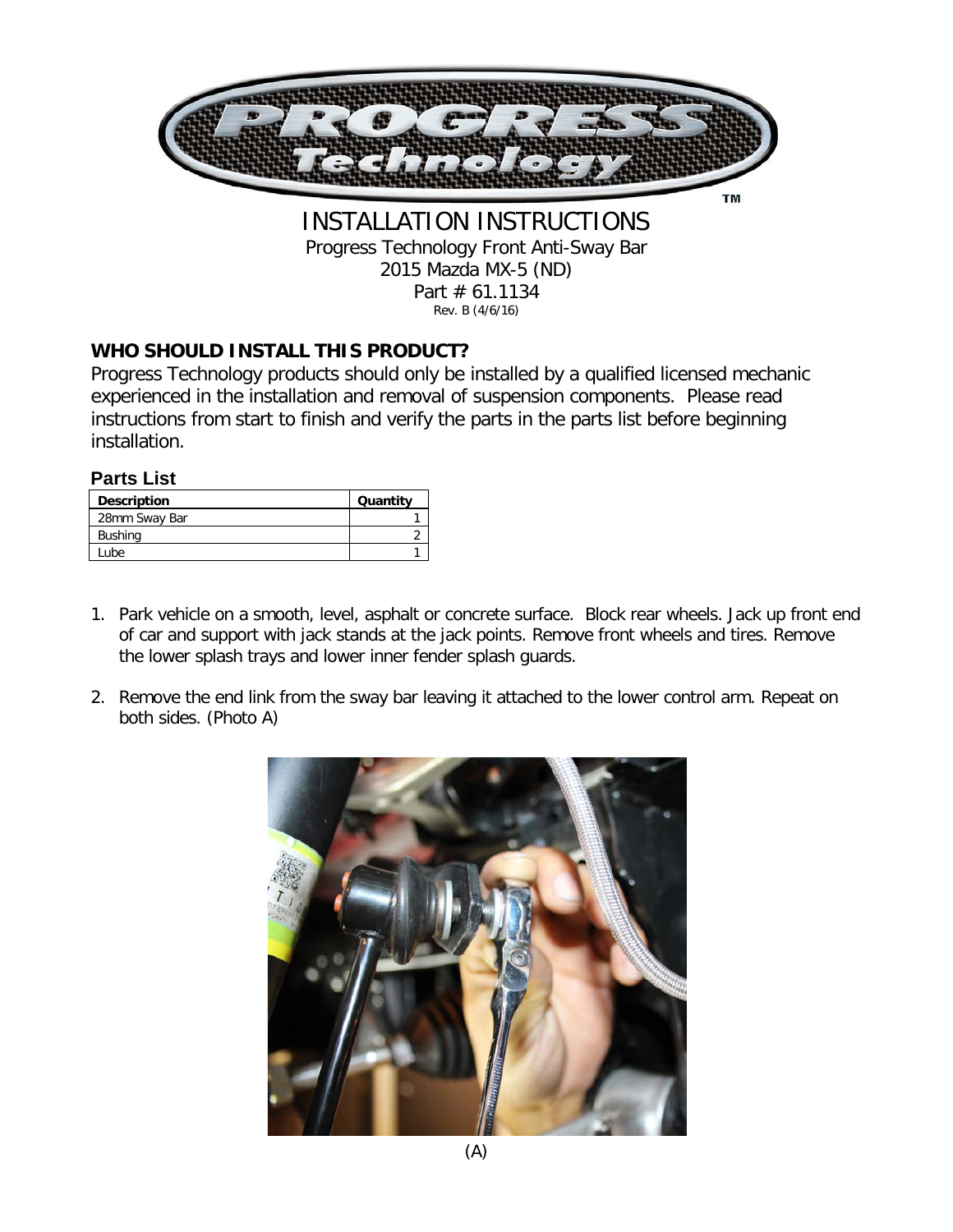# INSTALLATION INSTRUCTIONS

Progress Technology Front Anti-Sway Bar
2015 Mazda MX-5 (ND)
Part # 61.1134
Rev. B (4/6/16)

## WHO SHOULD INSTALL THIS PRODUCT?

Progress Technology products should only be installed by a qualified licensed mechanic experienced in the installation and removal of suspension components. Please read instructions from start to finish and verify the parts in the parts list before beginning installation.

### Parts List

| Description | Quantity |
|---|---|
| 28mm Sway Bar | 1 |
| Bushing | 2 |
| Lube | 1 |

1. Park vehicle on a smooth, level, asphalt or concrete surface. Block rear wheels. Jack up front end of car and support with jack stands at the jack points. Remove front wheels and tires. Remove the lower splash trays and lower inner fender splash guards.
2. Remove the end link from the sway bar leaving it attached to the lower control arm. Repeat on both sides. (Photo A)

(A)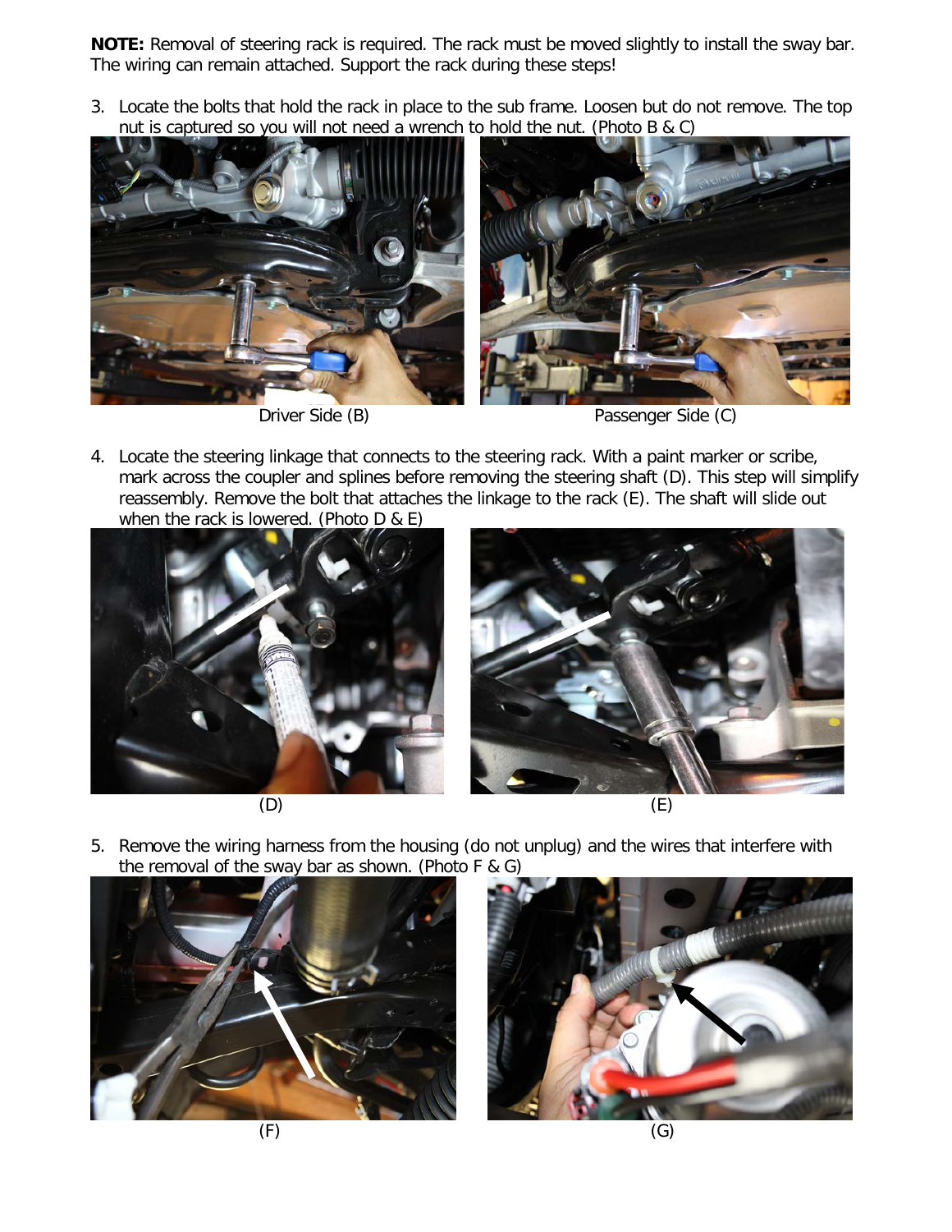**NOTE:** Removal of steering rack is required. The rack must be moved slightly to install the sway bar. The wiring can remain attached. Support the rack during these steps!

3. Locate the bolts that hold the rack in place to the sub frame. Loosen but do not remove. The top nut is captured so you will not need a wrench to hold the nut. (Photo B & C)

Driver Side (B)

Passenger Side (C)

4. Locate the steering linkage that connects to the steering rack. With a paint marker or scribe, mark across the coupler and splines before removing the steering shaft (D). This step will simplify reassembly. Remove the bolt that attaches the linkage to the rack (E). The shaft will slide out when the rack is lowered. (Photo D & E)

(D)

(E)

5. Remove the wiring harness from the housing (do not unplug) and the wires that interfere with the removal of the sway bar as shown. (Photo F & G)

(F)

(G)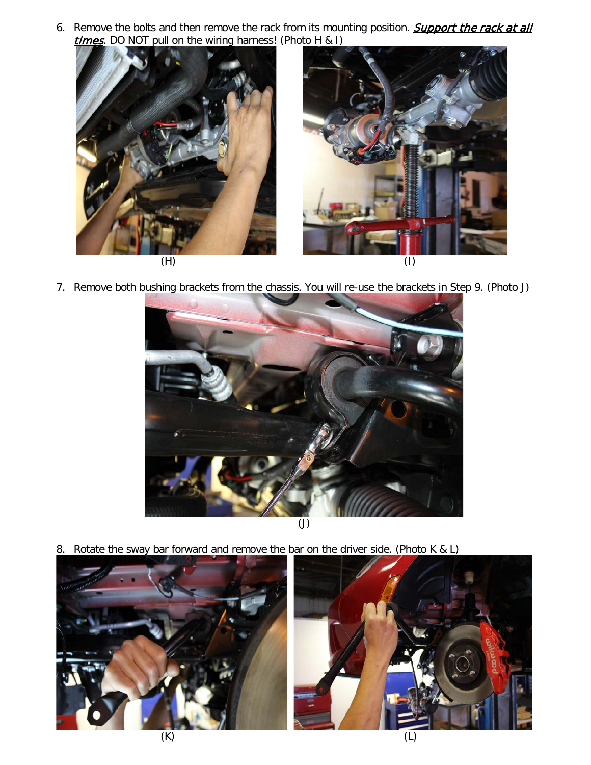6. Remove the bolts and then remove the rack from its mounting position. ***Support the rack at all times***. DO NOT pull on the wiring harness! (Photo H & I)

(H)

(I)

7. Remove both bushing brackets from the chassis. You will re-use the brackets in Step 9. (Photo J)

(J)

8. Rotate the sway bar forward and remove the bar on the driver side. (Photo K & L)

(K)

(L)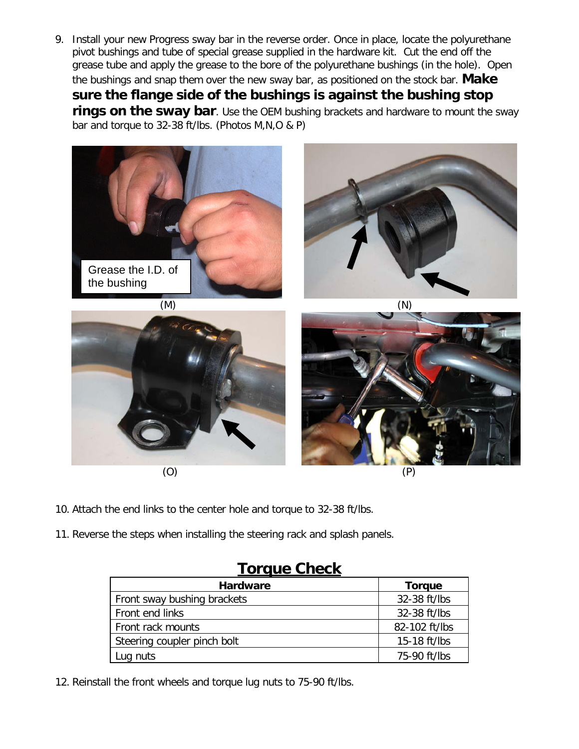9. Install your new Progress sway bar in the reverse order. Once in place, locate the polyurethane pivot bushings and tube of special grease supplied in the hardware kit. Cut the end off the grease tube and apply the grease to the bore of the polyurethane bushings (in the hole). Open the bushings and snap them over the new sway bar, as positioned on the stock bar. **Make sure the flange side of the bushings is against the bushing stop rings on the sway bar**. Use the OEM bushing brackets and hardware to mount the sway bar and torque to 32-38 ft/lbs. (Photos M,N,O & P)

Grease the I.D. of the bushing

(M)

(N)

(O)

(P)

10. Attach the end links to the center hole and torque to 32-38 ft/lbs.

11. Reverse the steps when installing the steering rack and splash panels.

## Torque Check

| Hardware | Torque |
|---|---|
| Front sway bushing brackets | 32-38 ft/lbs |
| Front end links | 32-38 ft/lbs |
| Front rack mounts | 82-102 ft/lbs |
| Steering coupler pinch bolt | 15-18 ft/lbs |
| Lug nuts | 75-90 ft/lbs |

12. Reinstall the front wheels and torque lug nuts to 75-90 ft/lbs.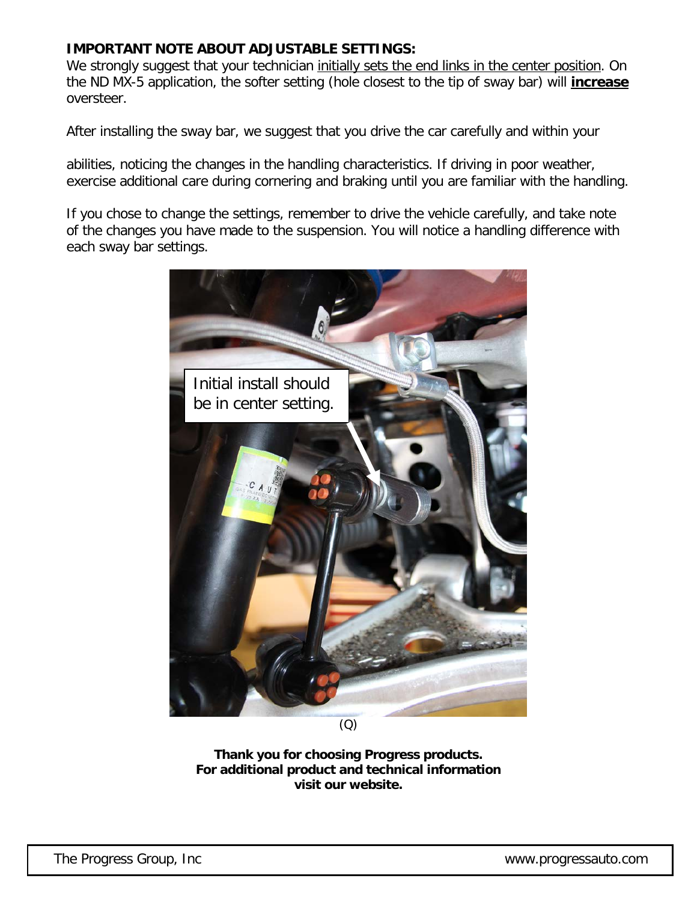**IMPORTANT NOTE ABOUT ADJUSTABLE SETTINGS:**
We strongly suggest that your technician initially sets the end links in the center position. On the ND MX-5 application, the softer setting (hole closest to the tip of sway bar) will **increase** oversteer.

After installing the sway bar, we suggest that you drive the car carefully and within your

abilities, noticing the changes in the handling characteristics. If driving in poor weather, exercise additional care during cornering and braking until you are familiar with the handling.

If you chose to change the settings, remember to drive the vehicle carefully, and take note of the changes you have made to the suspension. You will notice a handling difference with each sway bar settings.

Initial install should be in center setting.

(Q)

**Thank you for choosing Progress products.**
**For additional product and technical information visit our website.**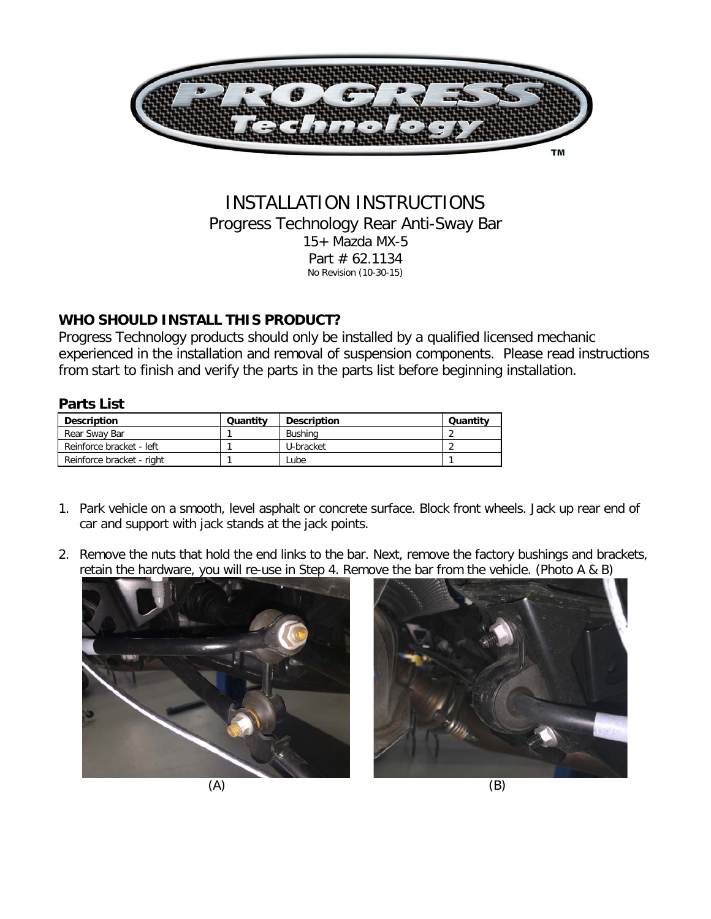# INSTALLATION INSTRUCTIONS

Progress Technology Rear Anti-Sway Bar

15+ Mazda MX-5

Part # 62.1134

No Revision (10-30-15)

## WHO SHOULD INSTALL THIS PRODUCT?

Progress Technology products should only be installed by a qualified licensed mechanic experienced in the installation and removal of suspension components. Please read instructions from start to finish and verify the parts in the parts list before beginning installation.

### Parts List

| Description | Quantity | Description | Quantity |
|---|---|---|---|
| Rear Sway Bar | 1 | Bushing | 2 |
| Reinforce bracket - left | 1 | U-bracket | 2 |
| Reinforce bracket - right | 1 | Lube | 1 |

1. Park vehicle on a smooth, level asphalt or concrete surface. Block front wheels. Jack up rear end of car and support with jack stands at the jack points.

2. Remove the nuts that hold the end links to the bar. Next, remove the factory bushings and brackets, retain the hardware, you will re-use in Step 4. Remove the bar from the vehicle. (Photo A & B)

(A)

(B)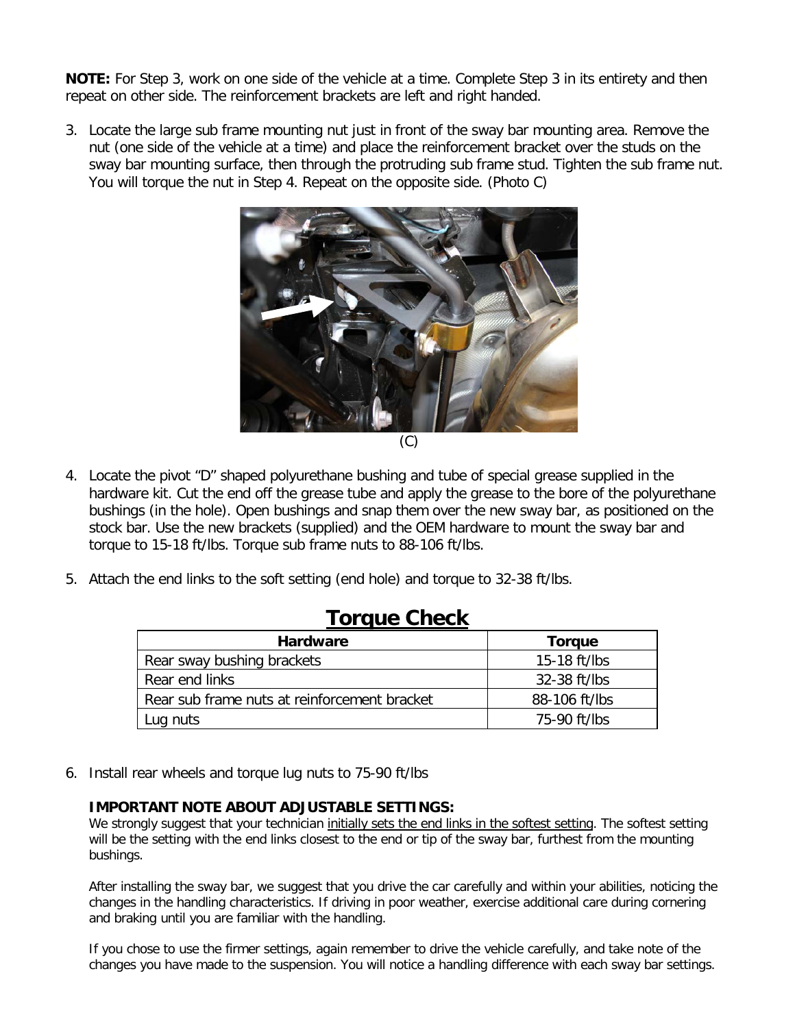**NOTE:** For Step 3, work on one side of the vehicle at a time. Complete Step 3 in its entirety and then repeat on other side. The reinforcement brackets are left and right handed.

3. Locate the large sub frame mounting nut just in front of the sway bar mounting area. Remove the nut (one side of the vehicle at a time) and place the reinforcement bracket over the studs on the sway bar mounting surface, then through the protruding sub frame stud. Tighten the sub frame nut. You will torque the nut in Step 4. Repeat on the opposite side. (Photo C)

(C)

4. Locate the pivot "D" shaped polyurethane bushing and tube of special grease supplied in the hardware kit. Cut the end off the grease tube and apply the grease to the bore of the polyurethane bushings (in the hole). Open bushings and snap them over the new sway bar, as positioned on the stock bar. Use the new brackets (supplied) and the OEM hardware to mount the sway bar and torque to 15-18 ft/lbs. Torque sub frame nuts to 88-106 ft/lbs.

5. Attach the end links to the soft setting (end hole) and torque to 32-38 ft/lbs.

## Torque Check

| Hardware | Torque |
|---|---|
| Rear sway bushing brackets | 15-18 ft/lbs |
| Rear end links | 32-38 ft/lbs |
| Rear sub frame nuts at reinforcement bracket | 88-106 ft/lbs |
| Lug nuts | 75-90 ft/lbs |

6. Install rear wheels and torque lug nuts to 75-90 ft/lbs

**IMPORTANT NOTE ABOUT ADJUSTABLE SETTINGS:**

We strongly suggest that your technician initially sets the end links in the softest setting. The softest setting will be the setting with the end links closest to the end or tip of the sway bar, furthest from the mounting bushings.

After installing the sway bar, we suggest that you drive the car carefully and within your abilities, noticing the changes in the handling characteristics. If driving in poor weather, exercise additional care during cornering and braking until you are familiar with the handling.

If you chose to use the firmer settings, again remember to drive the vehicle carefully, and take note of the changes you have made to the suspension. You will notice a handling difference with each sway bar settings.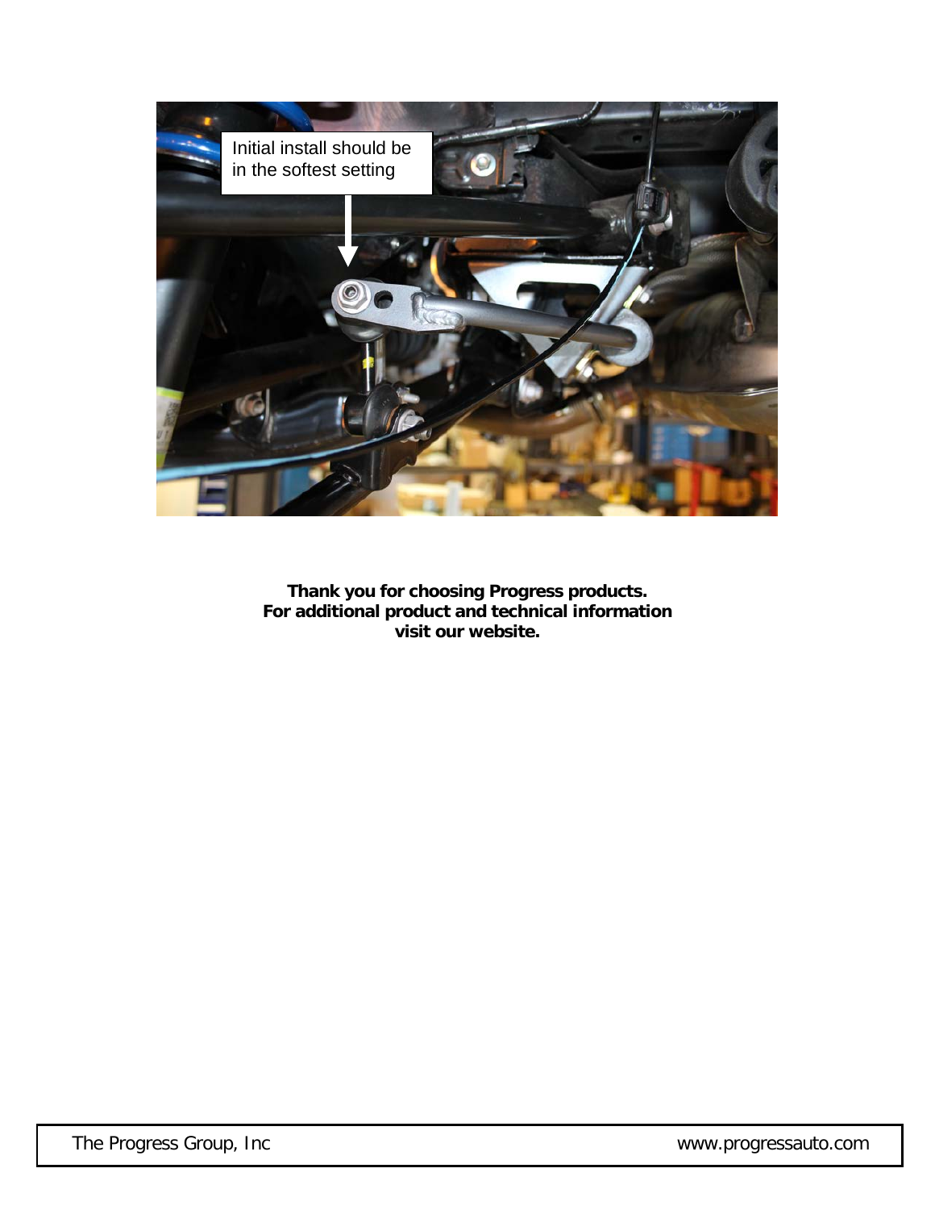Initial install should be in the softest setting

**Thank you for choosing Progress products.**
**For additional product and technical information**
**visit our website.**